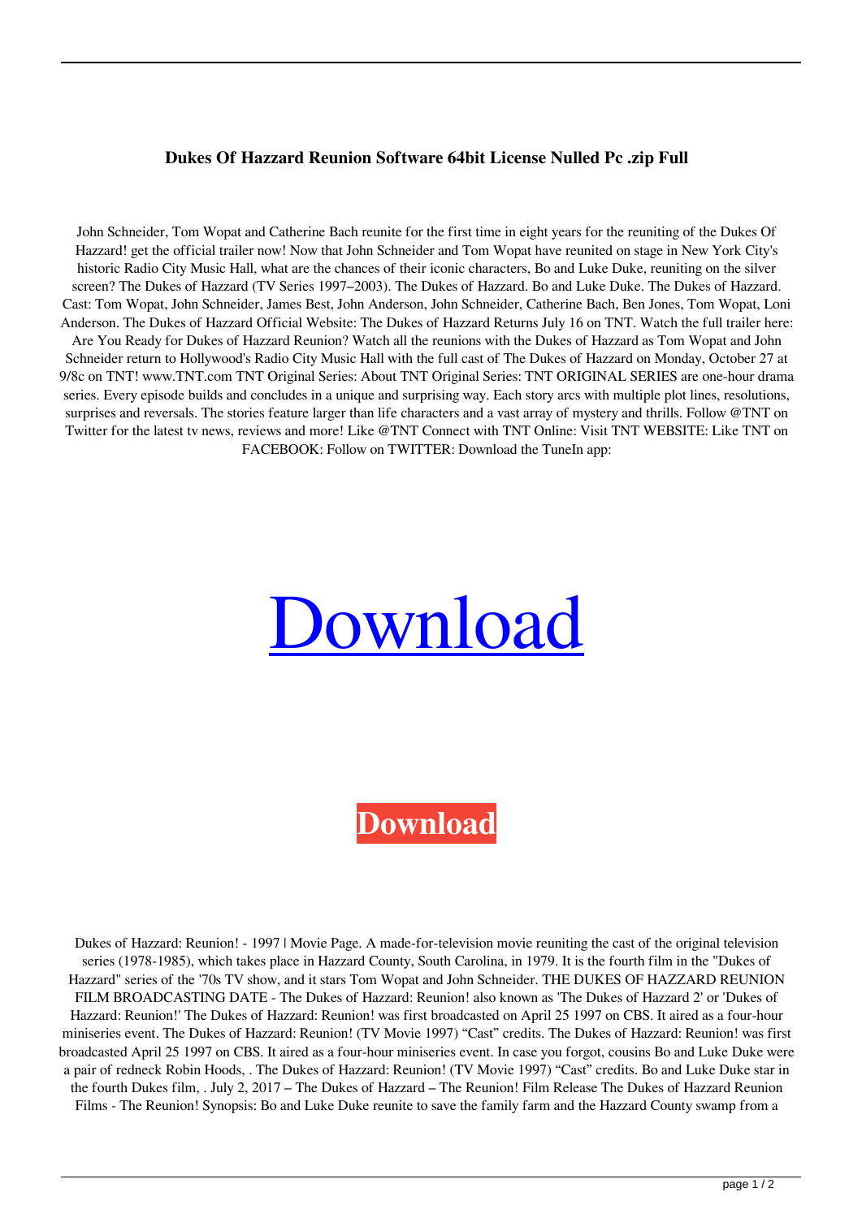**Dukes Of Hazzard Reunion Software 64bit License Nulled Pc .zip Full**

John Schneider, Tom Wopat and Catherine Bach reunite for the first time in eight years for the reuniting of the Dukes Of Hazzard! get the official trailer now! Now that John Schneider and Tom Wopat have reunited on stage in New York City's historic Radio City Music Hall, what are the chances of their iconic characters, Bo and Luke Duke, reuniting on the silver screen? The Dukes of Hazzard (TV Series 1997–2003). The Dukes of Hazzard. Bo and Luke Duke. The Dukes of Hazzard. Cast: Tom Wopat, John Schneider, James Best, John Anderson, John Schneider, Catherine Bach, Ben Jones, Tom Wopat, Loni Anderson. The Dukes of Hazzard Official Website: The Dukes of Hazzard Returns July 16 on TNT. Watch the full trailer here: Are You Ready for Dukes of Hazzard Reunion? Watch all the reunions with the Dukes of Hazzard as Tom Wopat and John Schneider return to Hollywood's Radio City Music Hall with the full cast of The Dukes of Hazzard on Monday, October 27 at 9/8c on TNT! www.TNT.com TNT Original Series: About TNT Original Series: TNT ORIGINAL SERIES are one-hour drama series. Every episode builds and concludes in a unique and surprising way. Each story arcs with multiple plot lines, resolutions, surprises and reversals. The stories feature larger than life characters and a vast array of mystery and thrills. Follow @TNT on Twitter for the latest tv news, reviews and more! Like @TNT Connect with TNT Online: Visit TNT WEBSITE: Like TNT on FACEBOOK: Follow on TWITTER: Download the TuneIn app:

Download

**Download**

Dukes of Hazzard: Reunion! - 1997 | Movie Page. A made-for-television movie reuniting the cast of the original television series (1978-1985), which takes place in Hazzard County, South Carolina, in 1979. It is the fourth film in the "Dukes of Hazzard" series of the '70s TV show, and it stars Tom Wopat and John Schneider. THE DUKES OF HAZZARD REUNION FILM BROADCASTING DATE - The Dukes of Hazzard: Reunion! also known as 'The Dukes of Hazzard 2' or 'Dukes of Hazzard: Reunion!' The Dukes of Hazzard: Reunion! was first broadcasted on April 25 1997 on CBS. It aired as a four-hour miniseries event. The Dukes of Hazzard: Reunion! (TV Movie 1997) "Cast" credits. The Dukes of Hazzard: Reunion! was first broadcasted April 25 1997 on CBS. It aired as a four-hour miniseries event. In case you forgot, cousins Bo and Luke Duke were a pair of redneck Robin Hoods, . The Dukes of Hazzard: Reunion! (TV Movie 1997) "Cast" credits. Bo and Luke Duke star in the fourth Dukes film, . July 2, 2017 – The Dukes of Hazzard – The Reunion! Film Release The Dukes of Hazzard Reunion Films - The Reunion! Synopsis: Bo and Luke Duke reunite to save the family farm and the Hazzard County swamp from a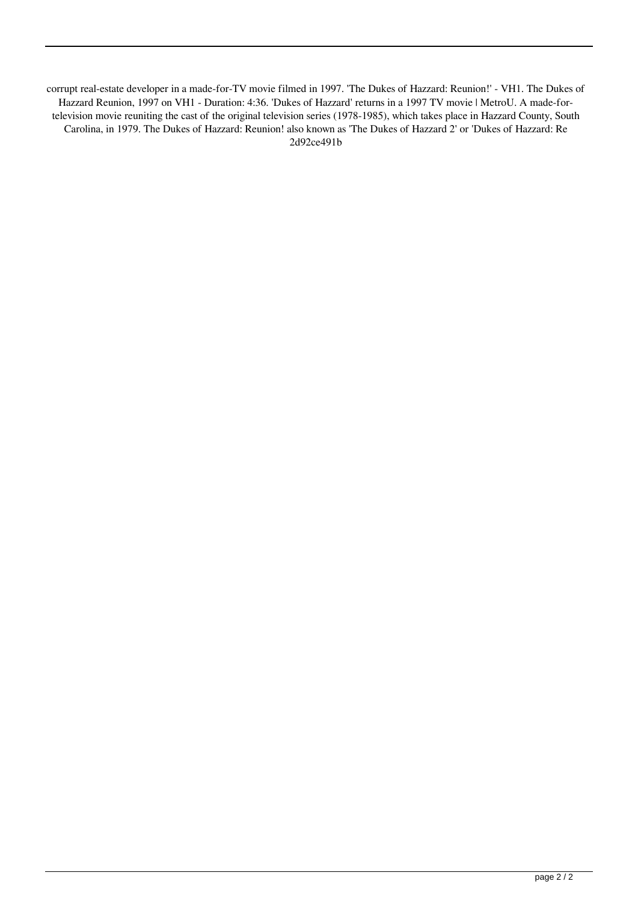corrupt real-estate developer in a made-for-TV movie filmed in 1997. 'The Dukes of Hazzard: Reunion!' - VH1. The Dukes of Hazzard Reunion, 1997 on VH1 - Duration: 4:36. 'Dukes of Hazzard' returns in a 1997 TV movie | MetroU. A made-for-television movie reuniting the cast of the original television series (1978-1985), which takes place in Hazzard County, South Carolina, in 1979. The Dukes of Hazzard: Reunion! also known as 'The Dukes of Hazzard 2' or 'Dukes of Hazzard: Re 2d92ce491b